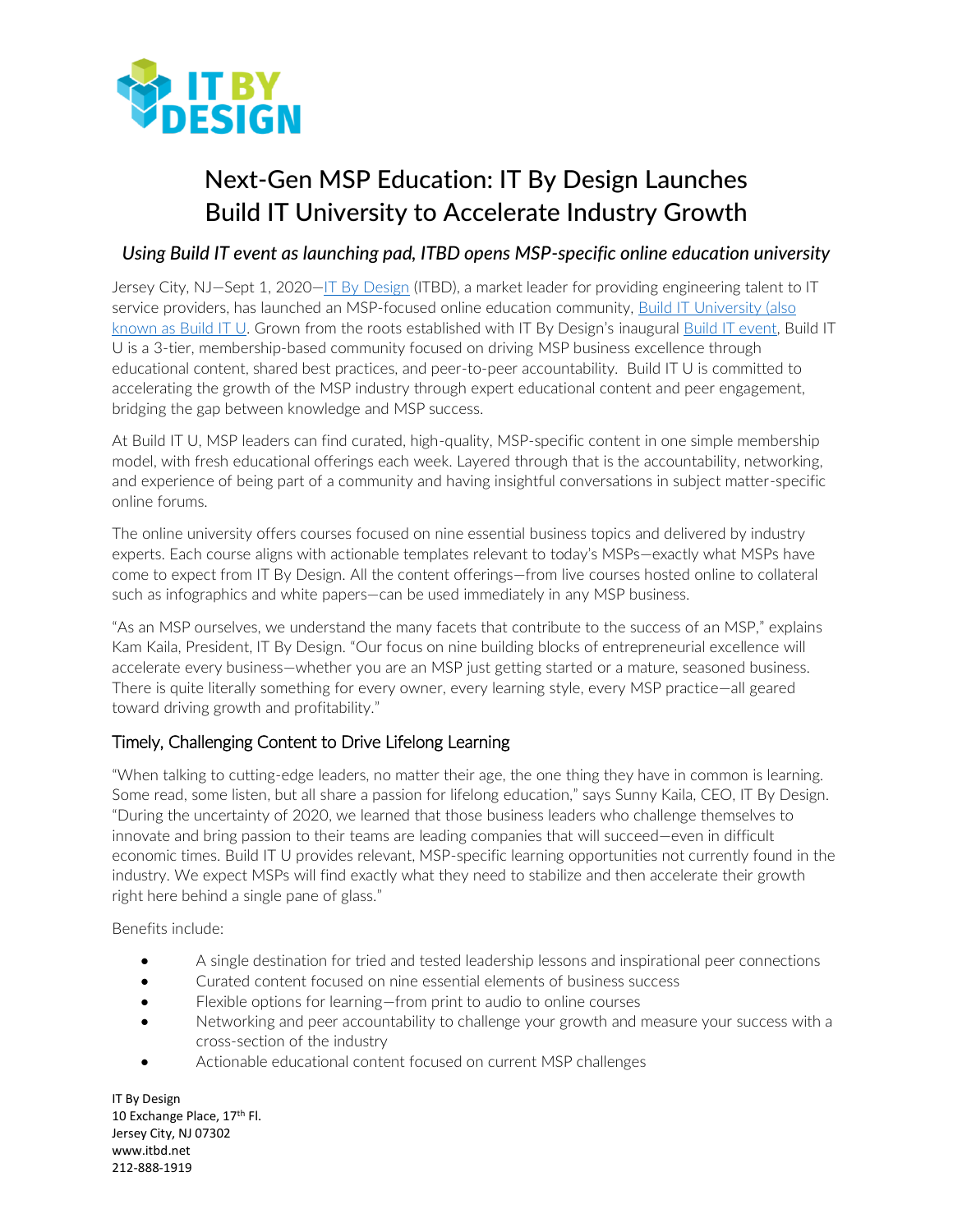# Next-Gen MSP Education: IT By Design Launches Build IT University to Accelerate Industry Growth

### *Using Build IT event as launching pad, ITBD opens MSP-specific online education university*

Jersey City, NJ—Sept 1, 2020—IT By Design (ITBD), a market leader for providing engineering talent to IT service providers, has launched an MSP-focused online education community, Build IT University (also known as Build IT U. Grown from the roots established with IT By Design's inaugural Build IT event, Build IT U is a 3-tier, membership-based community focused on driving MSP business excellence through educational content, shared best practices, and peer-to-peer accountability. Build IT U is committed to accelerating the growth of the MSP industry through expert educational content and peer engagement, bridging the gap between knowledge and MSP success.

At Build IT U, MSP leaders can find curated, high-quality, MSP-specific content in one simple membership model, with fresh educational offerings each week. Layered through that is the accountability, networking, and experience of being part of a community and having insightful conversations in subject matter-specific online forums.

The online university offers courses focused on nine essential business topics and delivered by industry experts. Each course aligns with actionable templates relevant to today's MSPs—exactly what MSPs have come to expect from IT By Design. All the content offerings—from live courses hosted online to collateral such as infographics and white papers—can be used immediately in any MSP business.

"As an MSP ourselves, we understand the many facets that contribute to the success of an MSP," explains Kam Kaila, President, IT By Design. "Our focus on nine building blocks of entrepreneurial excellence will accelerate every business—whether you are an MSP just getting started or a mature, seasoned business. There is quite literally something for every owner, every learning style, every MSP practice—all geared toward driving growth and profitability."

## Timely, Challenging Content to Drive Lifelong Learning

"When talking to cutting-edge leaders, no matter their age, the one thing they have in common is learning. Some read, some listen, but all share a passion for lifelong education," says Sunny Kaila, CEO, IT By Design. "During the uncertainty of 2020, we learned that those business leaders who challenge themselves to innovate and bring passion to their teams are leading companies that will succeed—even in difficult economic times. Build IT U provides relevant, MSP-specific learning opportunities not currently found in the industry. We expect MSPs will find exactly what they need to stabilize and then accelerate their growth right here behind a single pane of glass."

Benefits include:

- A single destination for tried and tested leadership lessons and inspirational peer connections
- Curated content focused on nine essential elements of business success
- Flexible options for learning—from print to audio to online courses
- Networking and peer accountability to challenge your growth and measure your success with a cross-section of the industry
- Actionable educational content focused on current MSP challenges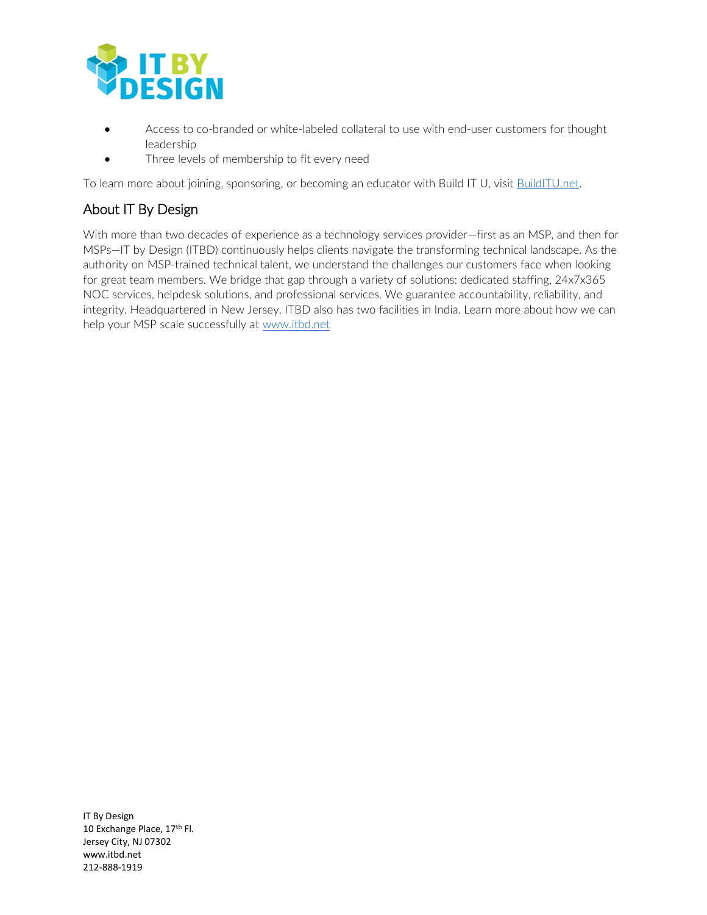- Access to co-branded or white-labeled collateral to use with end-user customers for thought leadership
- Three levels of membership to fit every need

To learn more about joining, sponsoring, or becoming an educator with Build IT U, visit BuildITU.net.

## About IT By Design

With more than two decades of experience as a technology services provider—first as an MSP, and then for MSPs—IT by Design (ITBD) continuously helps clients navigate the transforming technical landscape. As the authority on MSP-trained technical talent, we understand the challenges our customers face when looking for great team members. We bridge that gap through a variety of solutions: dedicated staffing, 24x7x365 NOC services, helpdesk solutions, and professional services. We guarantee accountability, reliability, and integrity. Headquartered in New Jersey, ITBD also has two facilities in India. Learn more about how we can help your MSP scale successfully at www.itbd.net

IT By Design
10 Exchange Place, 17th Fl.
Jersey City, NJ 07302
www.itbd.net
212-888-1919